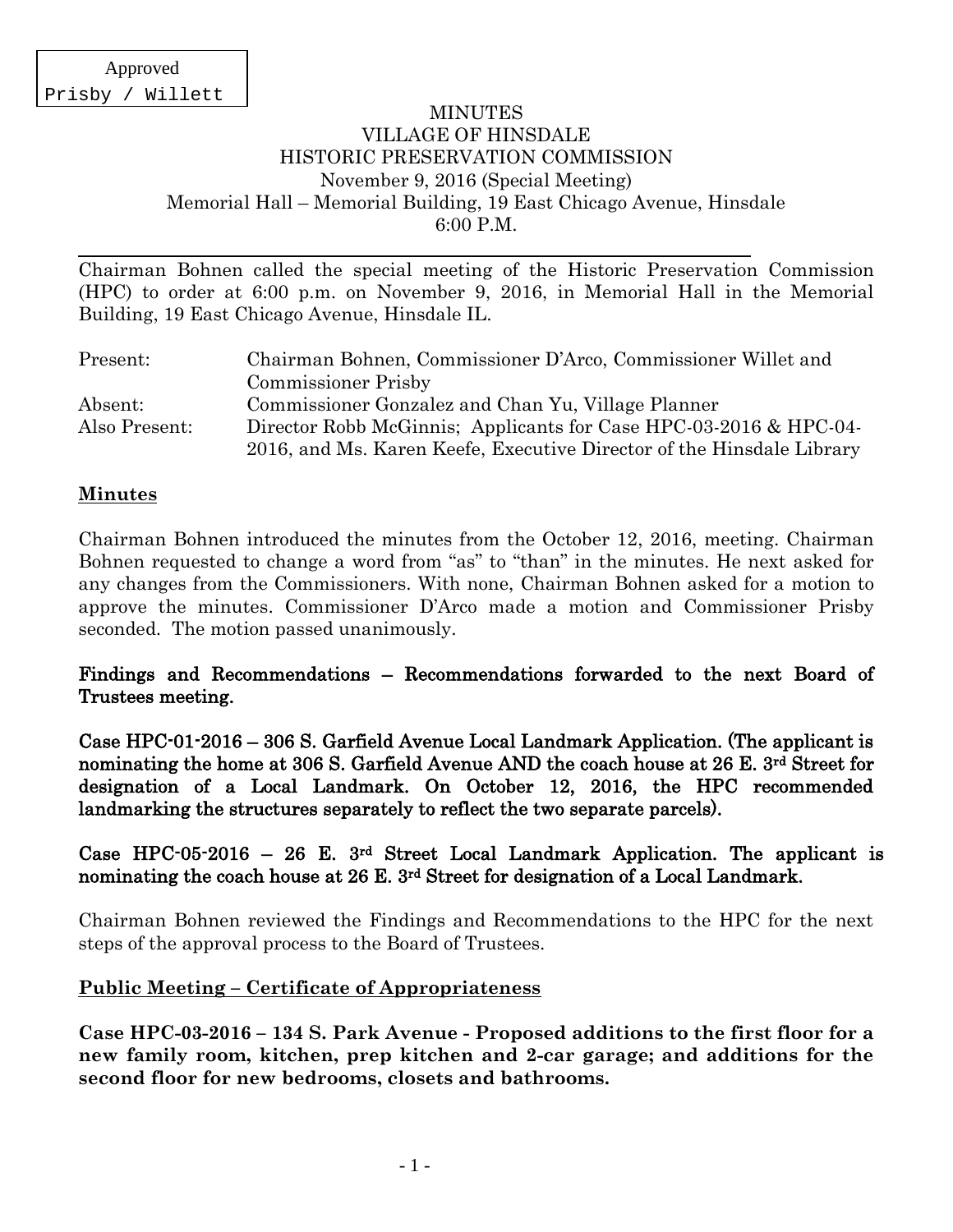Approved
Prisby / Willett

# MINUTES
## VILLAGE OF HINSDALE
## HISTORIC PRESERVATION COMMISSION
November 9, 2016 (Special Meeting)
Memorial Hall – Memorial Building, 19 East Chicago Avenue, Hinsdale
6:00 P.M.

---

Chairman Bohnen called the special meeting of the Historic Preservation Commission (HPC) to order at 6:00 p.m. on November 9, 2016, in Memorial Hall in the Memorial Building, 19 East Chicago Avenue, Hinsdale IL.

| | |
|---|---|
| Present: | Chairman Bohnen, Commissioner D'Arco, Commissioner Willet and Commissioner Prisby |
| Absent: | Commissioner Gonzalez and Chan Yu, Village Planner |
| Also Present: | Director Robb McGinnis; Applicants for Case HPC-03-2016 & HPC-04-2016, and Ms. Karen Keefe, Executive Director of the Hinsdale Library |

**Minutes**

Chairman Bohnen introduced the minutes from the October 12, 2016, meeting. Chairman Bohnen requested to change a word from "as" to "than" in the minutes. He next asked for any changes from the Commissioners. With none, Chairman Bohnen asked for a motion to approve the minutes. Commissioner D'Arco made a motion and Commissioner Prisby seconded. The motion passed unanimously.

**Findings and Recommendations – Recommendations forwarded to the next Board of Trustees meeting.**

**Case HPC-01-2016 – 306 S. Garfield Avenue Local Landmark Application. (The applicant is nominating the home at 306 S. Garfield Avenue AND the coach house at 26 E. 3rd Street for designation of a Local Landmark. On October 12, 2016, the HPC recommended landmarking the structures separately to reflect the two separate parcels).**

**Case HPC-05-2016 – 26 E. 3rd Street Local Landmark Application. The applicant is nominating the coach house at 26 E. 3rd Street for designation of a Local Landmark.**

Chairman Bohnen reviewed the Findings and Recommendations to the HPC for the next steps of the approval process to the Board of Trustees.

**Public Meeting – Certificate of Appropriateness**

**Case HPC-03-2016 – 134 S. Park Avenue - Proposed additions to the first floor for a new family room, kitchen, prep kitchen and 2-car garage; and additions for the second floor for new bedrooms, closets and bathrooms.**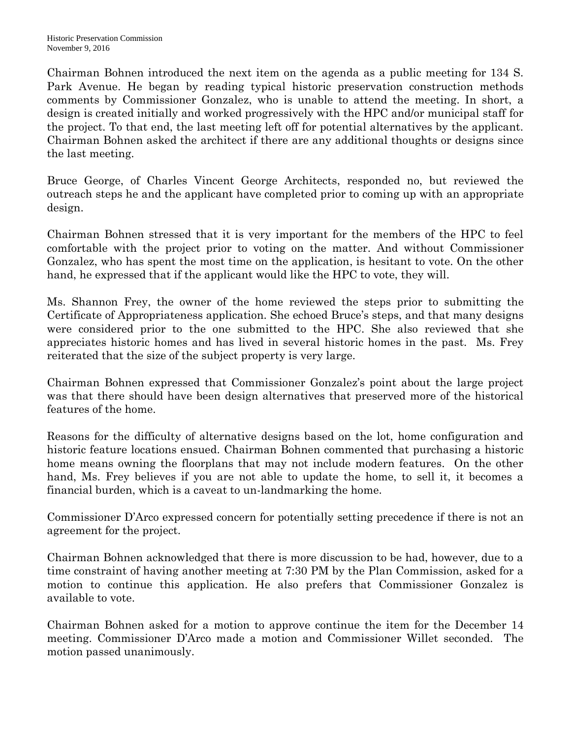Chairman Bohnen introduced the next item on the agenda as a public meeting for 134 S. Park Avenue. He began by reading typical historic preservation construction methods comments by Commissioner Gonzalez, who is unable to attend the meeting. In short, a design is created initially and worked progressively with the HPC and/or municipal staff for the project. To that end, the last meeting left off for potential alternatives by the applicant. Chairman Bohnen asked the architect if there are any additional thoughts or designs since the last meeting.

Bruce George, of Charles Vincent George Architects, responded no, but reviewed the outreach steps he and the applicant have completed prior to coming up with an appropriate design.

Chairman Bohnen stressed that it is very important for the members of the HPC to feel comfortable with the project prior to voting on the matter. And without Commissioner Gonzalez, who has spent the most time on the application, is hesitant to vote. On the other hand, he expressed that if the applicant would like the HPC to vote, they will.

Ms. Shannon Frey, the owner of the home reviewed the steps prior to submitting the Certificate of Appropriateness application. She echoed Bruce's steps, and that many designs were considered prior to the one submitted to the HPC. She also reviewed that she appreciates historic homes and has lived in several historic homes in the past. Ms. Frey reiterated that the size of the subject property is very large.

Chairman Bohnen expressed that Commissioner Gonzalez's point about the large project was that there should have been design alternatives that preserved more of the historical features of the home.

Reasons for the difficulty of alternative designs based on the lot, home configuration and historic feature locations ensued. Chairman Bohnen commented that purchasing a historic home means owning the floorplans that may not include modern features. On the other hand, Ms. Frey believes if you are not able to update the home, to sell it, it becomes a financial burden, which is a caveat to un-landmarking the home.

Commissioner D'Arco expressed concern for potentially setting precedence if there is not an agreement for the project.

Chairman Bohnen acknowledged that there is more discussion to be had, however, due to a time constraint of having another meeting at 7:30 PM by the Plan Commission, asked for a motion to continue this application. He also prefers that Commissioner Gonzalez is available to vote.

Chairman Bohnen asked for a motion to approve continue the item for the December 14 meeting. Commissioner D'Arco made a motion and Commissioner Willet seconded. The motion passed unanimously.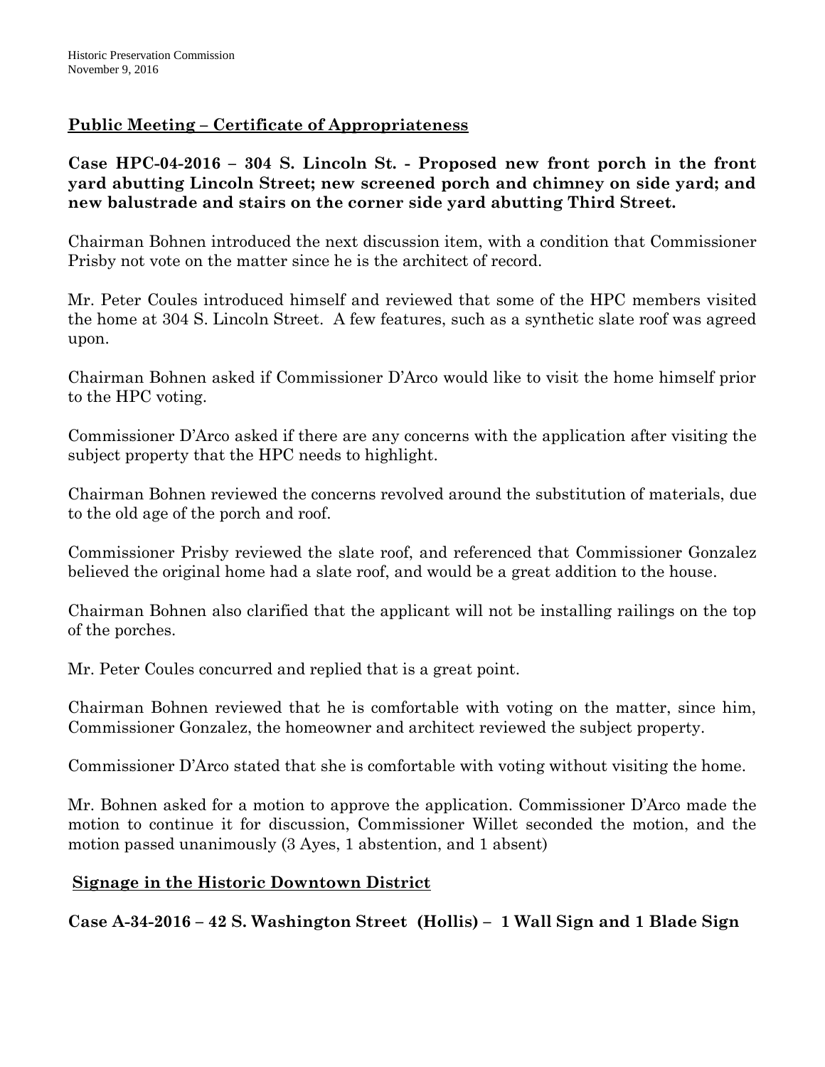## Public Meeting – Certificate of Appropriateness

**Case HPC-04-2016 – 304 S. Lincoln St. - Proposed new front porch in the front yard abutting Lincoln Street; new screened porch and chimney on side yard; and new balustrade and stairs on the corner side yard abutting Third Street.**

Chairman Bohnen introduced the next discussion item, with a condition that Commissioner Prisby not vote on the matter since he is the architect of record.

Mr. Peter Coules introduced himself and reviewed that some of the HPC members visited the home at 304 S. Lincoln Street. A few features, such as a synthetic slate roof was agreed upon.

Chairman Bohnen asked if Commissioner D'Arco would like to visit the home himself prior to the HPC voting.

Commissioner D'Arco asked if there are any concerns with the application after visiting the subject property that the HPC needs to highlight.

Chairman Bohnen reviewed the concerns revolved around the substitution of materials, due to the old age of the porch and roof.

Commissioner Prisby reviewed the slate roof, and referenced that Commissioner Gonzalez believed the original home had a slate roof, and would be a great addition to the house.

Chairman Bohnen also clarified that the applicant will not be installing railings on the top of the porches.

Mr. Peter Coules concurred and replied that is a great point.

Chairman Bohnen reviewed that he is comfortable with voting on the matter, since him, Commissioner Gonzalez, the homeowner and architect reviewed the subject property.

Commissioner D'Arco stated that she is comfortable with voting without visiting the home.

Mr. Bohnen asked for a motion to approve the application. Commissioner D'Arco made the motion to continue it for discussion, Commissioner Willet seconded the motion, and the motion passed unanimously (3 Ayes, 1 abstention, and 1 absent)

## Signage in the Historic Downtown District

**Case A-34-2016 – 42 S. Washington Street (Hollis) – 1 Wall Sign and 1 Blade Sign**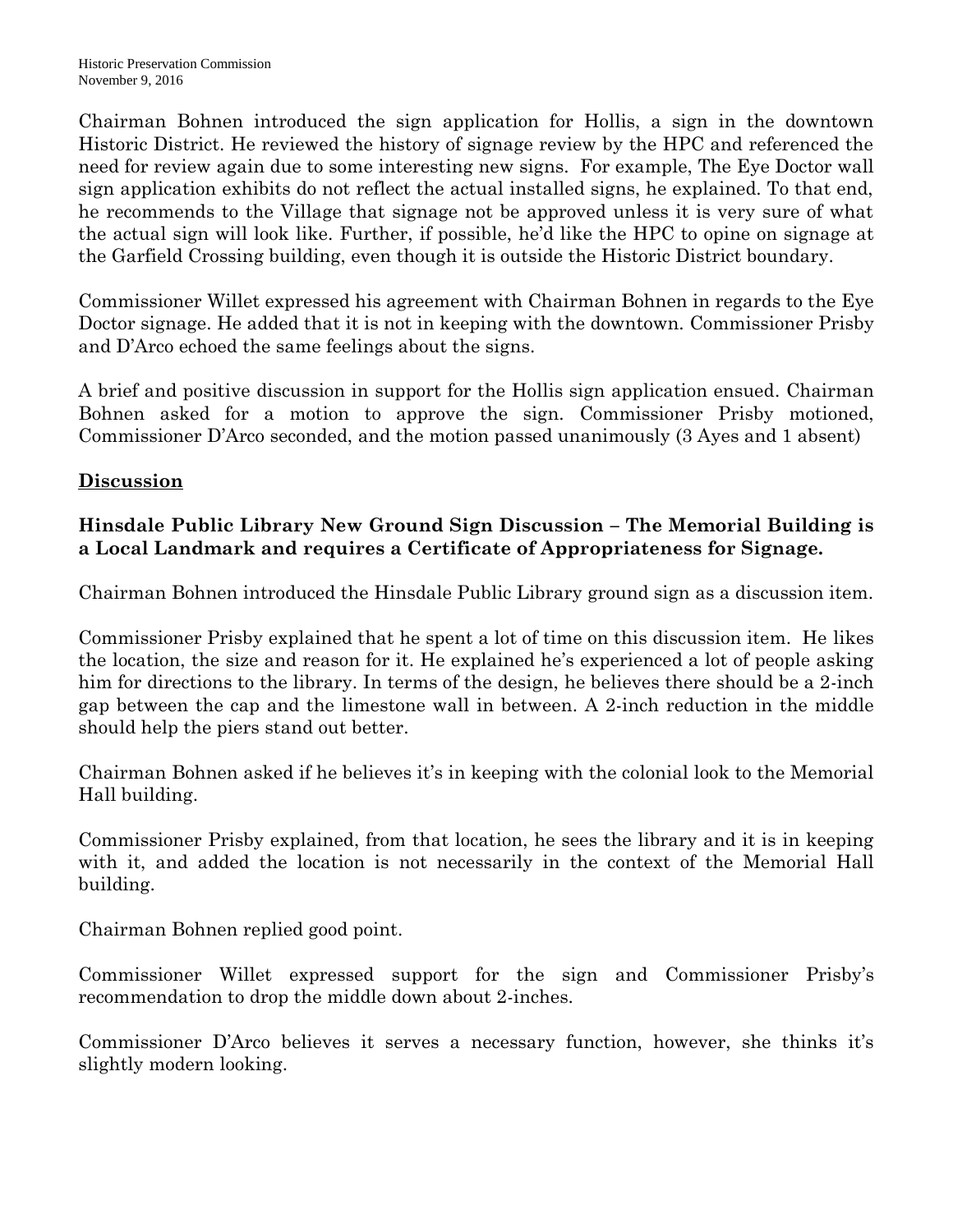Chairman Bohnen introduced the sign application for Hollis, a sign in the downtown Historic District. He reviewed the history of signage review by the HPC and referenced the need for review again due to some interesting new signs. For example, The Eye Doctor wall sign application exhibits do not reflect the actual installed signs, he explained. To that end, he recommends to the Village that signage not be approved unless it is very sure of what the actual sign will look like. Further, if possible, he'd like the HPC to opine on signage at the Garfield Crossing building, even though it is outside the Historic District boundary.

Commissioner Willet expressed his agreement with Chairman Bohnen in regards to the Eye Doctor signage. He added that it is not in keeping with the downtown. Commissioner Prisby and D'Arco echoed the same feelings about the signs.

A brief and positive discussion in support for the Hollis sign application ensued. Chairman Bohnen asked for a motion to approve the sign. Commissioner Prisby motioned, Commissioner D'Arco seconded, and the motion passed unanimously (3 Ayes and 1 absent)

## Discussion

**Hinsdale Public Library New Ground Sign Discussion – The Memorial Building is a Local Landmark and requires a Certificate of Appropriateness for Signage.**

Chairman Bohnen introduced the Hinsdale Public Library ground sign as a discussion item.

Commissioner Prisby explained that he spent a lot of time on this discussion item. He likes the location, the size and reason for it. He explained he's experienced a lot of people asking him for directions to the library. In terms of the design, he believes there should be a 2-inch gap between the cap and the limestone wall in between. A 2-inch reduction in the middle should help the piers stand out better.

Chairman Bohnen asked if he believes it's in keeping with the colonial look to the Memorial Hall building.

Commissioner Prisby explained, from that location, he sees the library and it is in keeping with it, and added the location is not necessarily in the context of the Memorial Hall building.

Chairman Bohnen replied good point.

Commissioner Willet expressed support for the sign and Commissioner Prisby's recommendation to drop the middle down about 2-inches.

Commissioner D'Arco believes it serves a necessary function, however, she thinks it's slightly modern looking.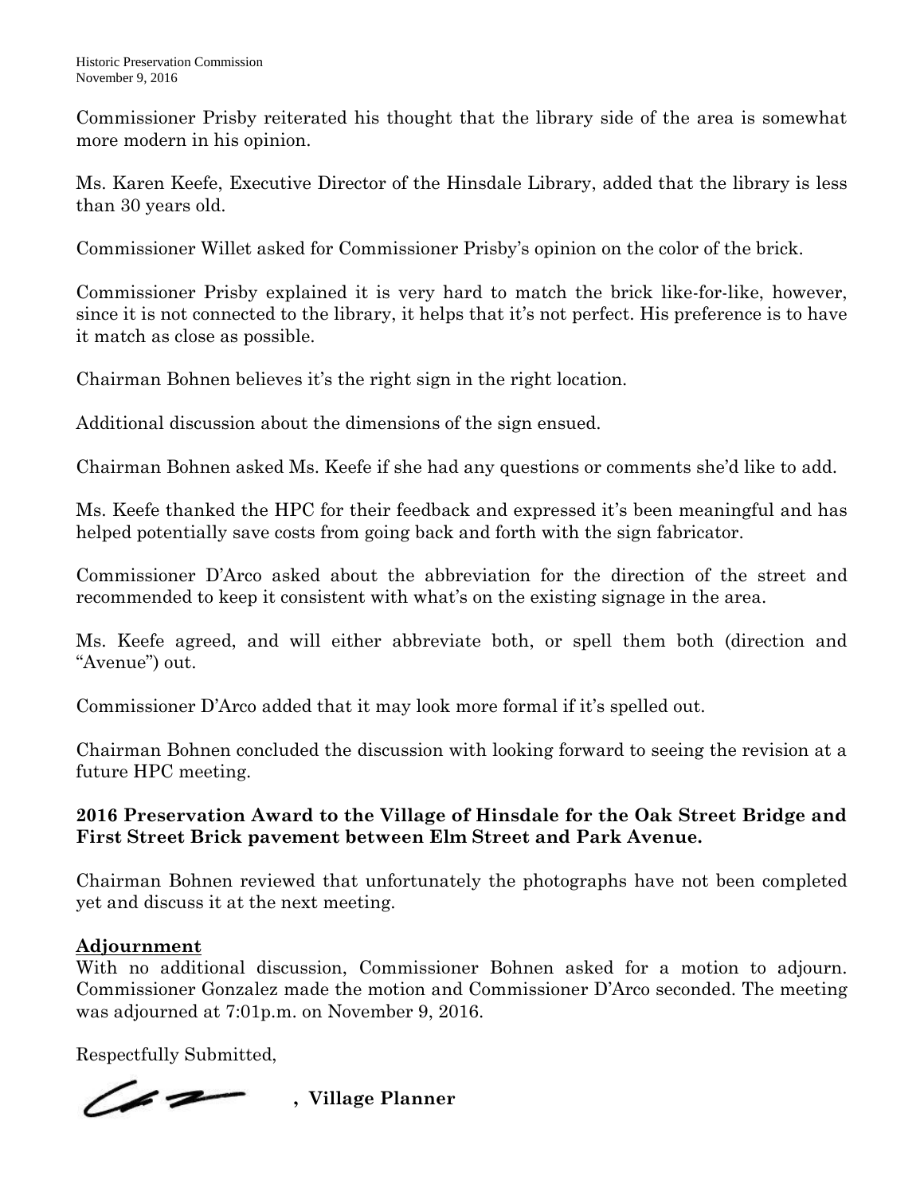Commissioner Prisby reiterated his thought that the library side of the area is somewhat more modern in his opinion.

Ms. Karen Keefe, Executive Director of the Hinsdale Library, added that the library is less than 30 years old.

Commissioner Willet asked for Commissioner Prisby's opinion on the color of the brick.

Commissioner Prisby explained it is very hard to match the brick like-for-like, however, since it is not connected to the library, it helps that it's not perfect. His preference is to have it match as close as possible.

Chairman Bohnen believes it's the right sign in the right location.

Additional discussion about the dimensions of the sign ensued.

Chairman Bohnen asked Ms. Keefe if she had any questions or comments she'd like to add.

Ms. Keefe thanked the HPC for their feedback and expressed it's been meaningful and has helped potentially save costs from going back and forth with the sign fabricator.

Commissioner D'Arco asked about the abbreviation for the direction of the street and recommended to keep it consistent with what's on the existing signage in the area.

Ms. Keefe agreed, and will either abbreviate both, or spell them both (direction and "Avenue") out.

Commissioner D'Arco added that it may look more formal if it's spelled out.

Chairman Bohnen concluded the discussion with looking forward to seeing the revision at a future HPC meeting.

**2016 Preservation Award to the Village of Hinsdale for the Oak Street Bridge and First Street Brick pavement between Elm Street and Park Avenue.**

Chairman Bohnen reviewed that unfortunately the photographs have not been completed yet and discuss it at the next meeting.

**Adjournment**

With no additional discussion, Commissioner Bohnen asked for a motion to adjourn. Commissioner Gonzalez made the motion and Commissioner D'Arco seconded. The meeting was adjourned at 7:01p.m. on November 9, 2016.

Respectfully Submitted,

**, Village Planner**